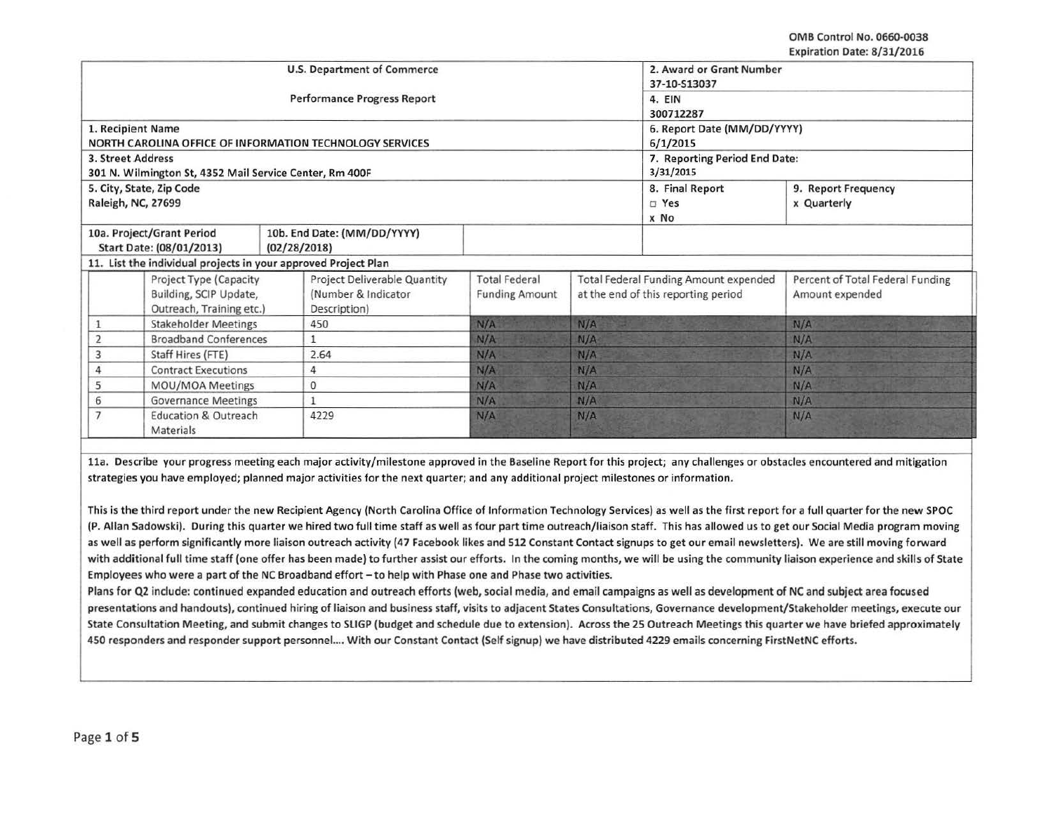OMB Control No. 0660-0038
Expiration Date: 8/31/2016

| U.S. Department of Commerce<br>Performance Progress Report | | 2. Award or Grant Number<br>37-10-S13037 | |
|---|---|---|---|
| | | 4. EIN<br>300712287 | |
| 1. Recipient Name<br>NORTH CAROLINA OFFICE OF INFORMATION TECHNOLOGY SERVICES | | 6. Report Date (MM/DD/YYYY)<br>6/1/2015 | |
| 3. Street Address<br>301 N. Wilmington St, 4352 Mail Service Center, Rm 400F | | 7. Reporting Period End Date:<br>3/31/2015 | |
| 5. City, State, Zip Code<br>Raleigh, NC, 27699 | | 8. Final Report<br>□ Yes<br>x No | 9. Report Frequency<br>x Quarterly |
| 10a. Project/Grant Period<br>Start Date: (08/01/2013) | 10b. End Date: (MM/DD/YYYY)<br>(02/28/2018) | | |

11. List the individual projects in your approved Project Plan

| | Project Type (Capacity Building, SCIP Update, Outreach, Training etc.) | Project Deliverable Quantity (Number & Indicator Description) | Total Federal Funding Amount | Total Federal Funding Amount expended at the end of this reporting period | Percent of Total Federal Funding Amount expended |
|---|---|---|---|---|---|
| 1 | Stakeholder Meetings | 450 | N/A | N/A | N/A |
| 2 | Broadband Conferences | 1 | N/A | N/A | N/A |
| 3 | Staff Hires (FTE) | 2.64 | N/A | N/A | N/A |
| 4 | Contract Executions | 4 | N/A | N/A | N/A |
| 5 | MOU/MOA Meetings | 0 | N/A | N/A | N/A |
| 6 | Governance Meetings | 1 | N/A | N/A | N/A |
| 7 | Education & Outreach Materials | 4229 | N/A | N/A | N/A |

11a. Describe your progress meeting each major activity/milestone approved in the Baseline Report for this project; any challenges or obstacles encountered and mitigation strategies you have employed; planned major activities for the next quarter; and any additional project milestones or information.

This is the third report under the new Recipient Agency (North Carolina Office of Information Technology Services) as well as the first report for a full quarter for the new SPOC (P. Allan Sadowski). During this quarter we hired two full time staff as well as four part time outreach/liaison staff. This has allowed us to get our Social Media program moving as well as perform significantly more liaison outreach activity (47 Facebook likes and 512 Constant Contact signups to get our email newsletters). We are still moving forward with additional full time staff (one offer has been made) to further assist our efforts. In the coming months, we will be using the community liaison experience and skills of State Employees who were a part of the NC Broadband effort – to help with Phase one and Phase two activities.

Plans for Q2 include: continued expanded education and outreach efforts (web, social media, and email campaigns as well as development of NC and subject area focused presentations and handouts), continued hiring of liaison and business staff, visits to adjacent States Consultations, Governance development/Stakeholder meetings, execute our State Consultation Meeting, and submit changes to SLIGP (budget and schedule due to extension). Across the 25 Outreach Meetings this quarter we have briefed approximately 450 responders and responder support personnel.... With our Constant Contact (Self signup) we have distributed 4229 emails concerning FirstNetNC efforts.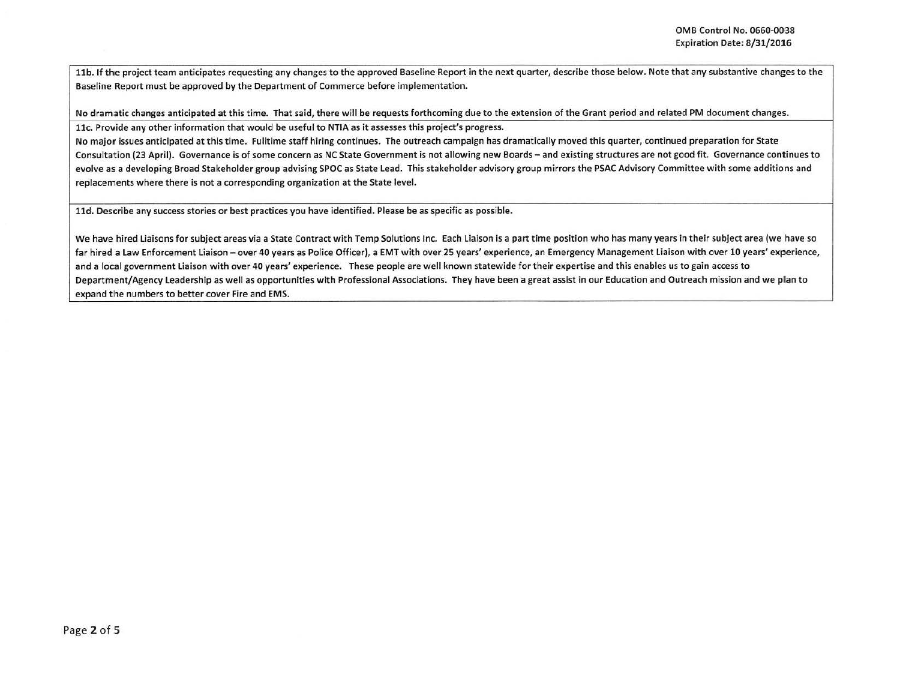**11b. If the project team anticipates requesting any changes to the approved Baseline Report in the next quarter, describe those below. Note that any substantive changes to the Baseline Report must be approved by the Department of Commerce before implementation.**

No dramatic changes anticipated at this time. That said, there will be requests forthcoming due to the extension of the Grant period and related PM document changes.

**11c. Provide any other information that would be useful to NTIA as it assesses this project's progress.**

No major issues anticipated at this time. Fulltime staff hiring continues. The outreach campaign has dramatically moved this quarter, continued preparation for State Consultation (23 April). Governance is of some concern as NC State Government is not allowing new Boards – and existing structures are not good fit. Governance continues to evolve as a developing Broad Stakeholder group advising SPOC as State Lead. This stakeholder advisory group mirrors the PSAC Advisory Committee with some additions and replacements where there is not a corresponding organization at the State level.

**11d. Describe any success stories or best practices you have identified. Please be as specific as possible.**

We have hired Liaisons for subject areas via a State Contract with Temp Solutions Inc. Each Liaison is a part time position who has many years in their subject area (we have so far hired a Law Enforcement Liaison – over 40 years as Police Officer), a EMT with over 25 years' experience, an Emergency Management Liaison with over 10 years' experience, and a local government Liaison with over 40 years' experience. These people are well known statewide for their expertise and this enables us to gain access to Department/Agency Leadership as well as opportunities with Professional Associations. They have been a great assist in our Education and Outreach mission and we plan to expand the numbers to better cover Fire and EMS.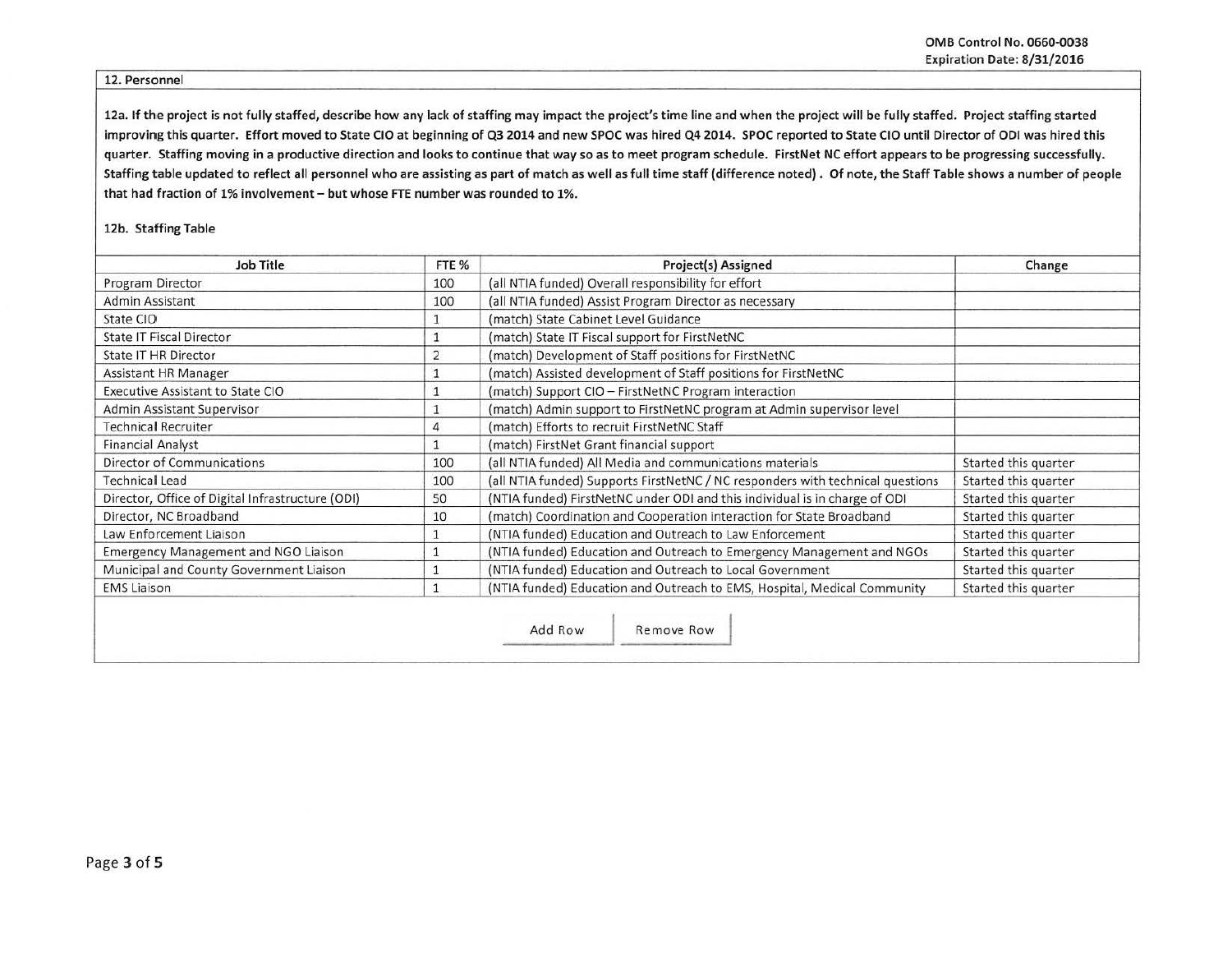OMB Control No. 0660-0038
Expiration Date: 8/31/2016

## 12. Personnel

**12a. If the project is not fully staffed, describe how any lack of staffing may impact the project's time line and when the project will be fully staffed. Project staffing started improving this quarter. Effort moved to State CIO at beginning of Q3 2014 and new SPOC was hired Q4 2014. SPOC reported to State CIO until Director of ODI was hired this quarter. Staffing moving in a productive direction and looks to continue that way so as to meet program schedule. FirstNet NC effort appears to be progressing successfully. Staffing table updated to reflect all personnel who are assisting as part of match as well as full time staff (difference noted). Of note, the Staff Table shows a number of people that had fraction of 1% involvement – but whose FTE number was rounded to 1%.**

### 12b. Staffing Table

| Job Title | FTE % | Project(s) Assigned | Change |
|---|---|---|---|
| Program Director | 100 | (all NTIA funded) Overall responsibility for effort | |
| Admin Assistant | 100 | (all NTIA funded) Assist Program Director as necessary | |
| State CIO | 1 | (match) State Cabinet Level Guidance | |
| State IT Fiscal Director | 1 | (match) State IT Fiscal support for FirstNetNC | |
| State IT HR Director | 2 | (match) Development of Staff positions for FirstNetNC | |
| Assistant HR Manager | 1 | (match) Assisted development of Staff positions for FirstNetNC | |
| Executive Assistant to State CIO | 1 | (match) Support CIO – FirstNetNC Program interaction | |
| Admin Assistant Supervisor | 1 | (match) Admin support to FirstNetNC program at Admin supervisor level | |
| Technical Recruiter | 4 | (match) Efforts to recruit FirstNetNC Staff | |
| Financial Analyst | 1 | (match) FirstNet Grant financial support | |
| Director of Communications | 100 | (all NTIA funded) All Media and communications materials | Started this quarter |
| Technical Lead | 100 | (all NTIA funded) Supports FirstNetNC / NC responders with technical questions | Started this quarter |
| Director, Office of Digital Infrastructure (ODI) | 50 | (NTIA funded) FirstNetNC under ODI and this individual is in charge of ODI | Started this quarter |
| Director, NC Broadband | 10 | (match) Coordination and Cooperation interaction for State Broadband | Started this quarter |
| Law Enforcement Liaison | 1 | (NTIA funded) Education and Outreach to Law Enforcement | Started this quarter |
| Emergency Management and NGO Liaison | 1 | (NTIA funded) Education and Outreach to Emergency Management and NGOs | Started this quarter |
| Municipal and County Government Liaison | 1 | (NTIA funded) Education and Outreach to Local Government | Started this quarter |
| EMS Liaison | 1 | (NTIA funded) Education and Outreach to EMS, Hospital, Medical Community | Started this quarter |

Add Row    Remove Row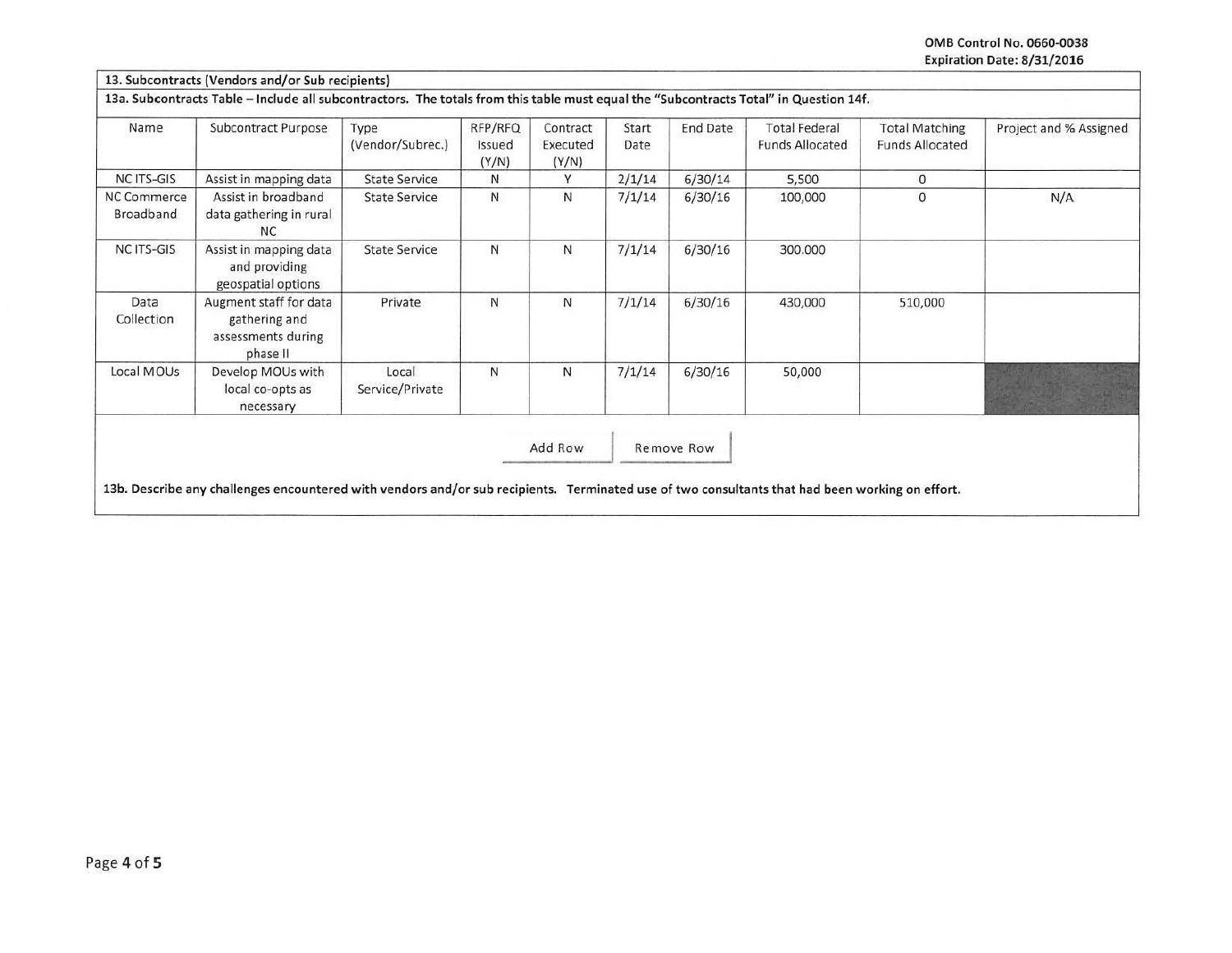OMB Control No. 0660-0038
Expiration Date: 8/31/2016

**13. Subcontracts (Vendors and/or Sub recipients)**

**13a. Subcontracts Table – Include all subcontractors. The totals from this table must equal the "Subcontracts Total" in Question 14f.**

| Name | Subcontract Purpose | Type (Vendor/Subrec.) | RFP/RFQ Issued (Y/N) | Contract Executed (Y/N) | Start Date | End Date | Total Federal Funds Allocated | Total Matching Funds Allocated | Project and % Assigned |
|---|---|---|---|---|---|---|---|---|---|
| NC ITS-GIS | Assist in mapping data | State Service | N | Y | 2/1/14 | 6/30/14 | 5,500 | 0 | |
| NC Commerce Broadband | Assist in broadband data gathering in rural NC | State Service | N | N | 7/1/14 | 6/30/16 | 100,000 | 0 | N/A |
| NC ITS-GIS | Assist in mapping data and providing geospatial options | State Service | N | N | 7/1/14 | 6/30/16 | 300.000 | | |
| Data Collection | Augment staff for data gathering and assessments during phase II | Private | N | N | 7/1/14 | 6/30/16 | 430,000 | 510,000 | |
| Local MOUs | Develop MOUs with local co-opts as necessary | Local Service/Private | N | N | 7/1/14 | 6/30/16 | 50,000 | | |

Add Row Remove Row

**13b. Describe any challenges encountered with vendors and/or sub recipients.** Terminated use of two consultants that had been working on effort.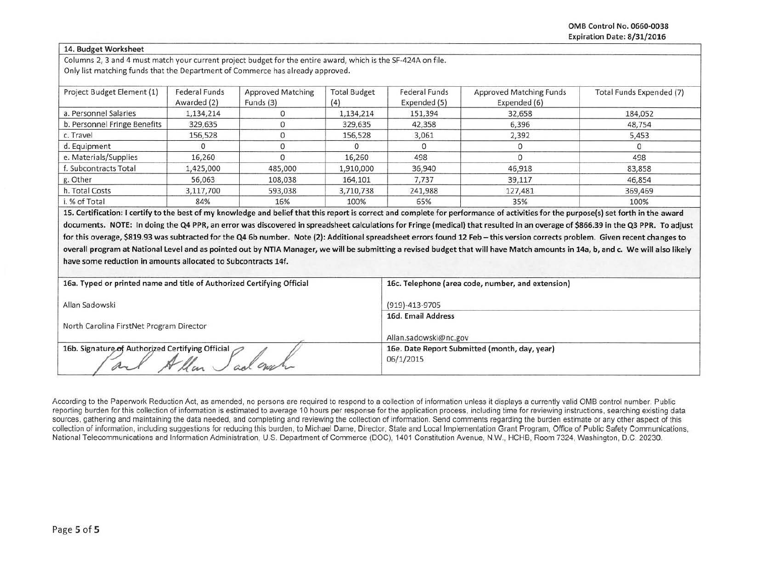OMB Control No. 0660-0038
Expiration Date: 8/31/2016

**14. Budget Worksheet**

Columns 2, 3 and 4 must match your current project budget for the entire award, which is the SF-424A on file.
Only list matching funds that the Department of Commerce has already approved.

| Project Budget Element (1) | Federal Funds Awarded (2) | Approved Matching Funds (3) | Total Budget (4) | Federal Funds Expended (5) | Approved Matching Funds Expended (6) | Total Funds Expended (7) |
|---|---|---|---|---|---|---|
| a. Personnel Salaries | 1,134,214 | 0 | 1,134,214 | 151,394 | 32,658 | 184,052 |
| b. Personnel Fringe Benefits | 329,635 | 0 | 329,635 | 42,358 | 6,396 | 48,754 |
| c. Travel | 156,528 | 0 | 156,528 | 3,061 | 2,392 | 5,453 |
| d. Equipment | 0 | 0 | 0 | 0 | 0 | 0 |
| e. Materials/Supplies | 16,260 | 0 | 16,260 | 498 | 0 | 498 |
| f. Subcontracts Total | 1,425,000 | 485,000 | 1,910,000 | 36,940 | 46,918 | 83,858 |
| g. Other | 56,063 | 108,038 | 164,101 | 7,737 | 39,117 | 46,854 |
| h. Total Costs | 3,117,700 | 593,038 | 3,710,738 | 241,988 | 127,481 | 369,469 |
| i. % of Total | 84% | 16% | 100% | 65% | 35% | 100% |

**15. Certification: I certify to the best of my knowledge and belief that this report is correct and complete for performance of activities for the purpose(s) set forth in the award documents. NOTE: In doing the Q4 PPR, an error was discovered in spreadsheet calculations for Fringe (medical) that resulted in an overage of $866.39 in the Q3 PPR. To adjust for this overage, $819.93 was subtracted for the Q4 6b number. Note (2): Additional spreadsheet errors found 12 Feb – this version corrects problem. Given recent changes to overall program at National Level and as pointed out by NTIA Manager, we will be submitting a revised budget that will have Match amounts in 14a, b, and c. We will also likely have some reduction in amounts allocated to Subcontracts 14f.**

| 16a. Typed or printed name and title of Authorized Certifying Official | 16c. Telephone (area code, number, and extension) |
|---|---|
| Allan Sadowski<br>North Carolina FirstNet Program Director | (919)-413-9705 |
| | **16d. Email Address**<br>Allan.sadowski@nc.gov |
| **16b. Signature of Authorized Certifying Official**<br>Paul Allan Sadowski | **16e. Date Report Submitted (month, day, year)**<br>06/1/2015 |

According to the Paperwork Reduction Act, as amended, no persons are required to respond to a collection of information unless it displays a currently valid OMB control number. Public reporting burden for this collection of information is estimated to average 10 hours per response for the application process, including time for reviewing instructions, searching existing data sources, gathering and maintaining the data needed, and completing and reviewing the collection of information. Send comments regarding the burden estimate or any other aspect of this collection of information, including suggestions for reducing this burden, to Michael Dame, Director, State and Local Implementation Grant Program, Office of Public Safety Communications, National Telecommunications and Information Administration, U.S. Department of Commerce (DOC), 1401 Constitution Avenue, N.W., HCHB, Room 7324, Washington, D.C. 20230.